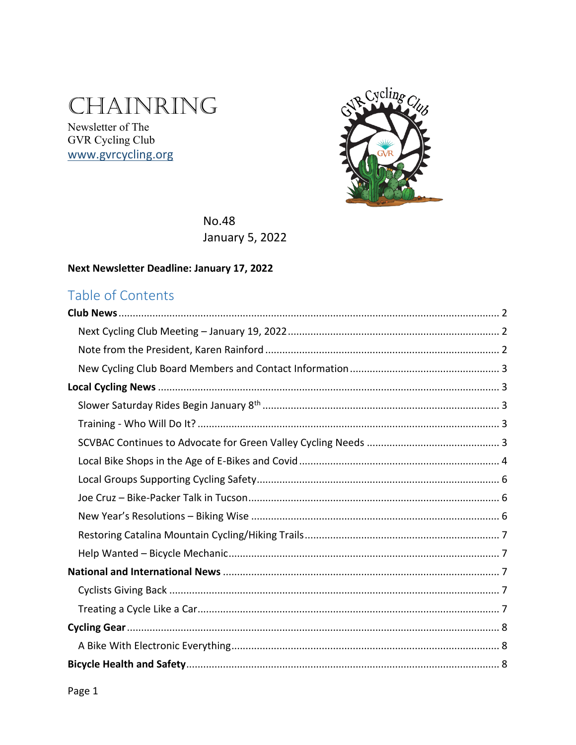# CHAINRING

Newsletter of The
GVR Cycling Club
www.gvrcycling.org

No.48
January 5, 2022

**Next Newsletter Deadline: January 17, 2022**

## Table of Contents

**Club News** ........ 2
- Next Cycling Club Meeting – January 19, 2022 ........ 2
- Note from the President, Karen Rainford ........ 2
- New Cycling Club Board Members and Contact Information ........ 3

**Local Cycling News** ........ 3
- Slower Saturday Rides Begin January 8th ........ 3
- Training - Who Will Do It? ........ 3
- SCVBAC Continues to Advocate for Green Valley Cycling Needs ........ 3
- Local Bike Shops in the Age of E-Bikes and Covid ........ 4
- Local Groups Supporting Cycling Safety ........ 6
- Joe Cruz – Bike-Packer Talk in Tucson ........ 6
- New Year's Resolutions – Biking Wise ........ 6
- Restoring Catalina Mountain Cycling/Hiking Trails ........ 7
- Help Wanted – Bicycle Mechanic ........ 7

**National and International News** ........ 7
- Cyclists Giving Back ........ 7
- Treating a Cycle Like a Car ........ 7

**Cycling Gear** ........ 8
- A Bike With Electronic Everything ........ 8

**Bicycle Health and Safety** ........ 8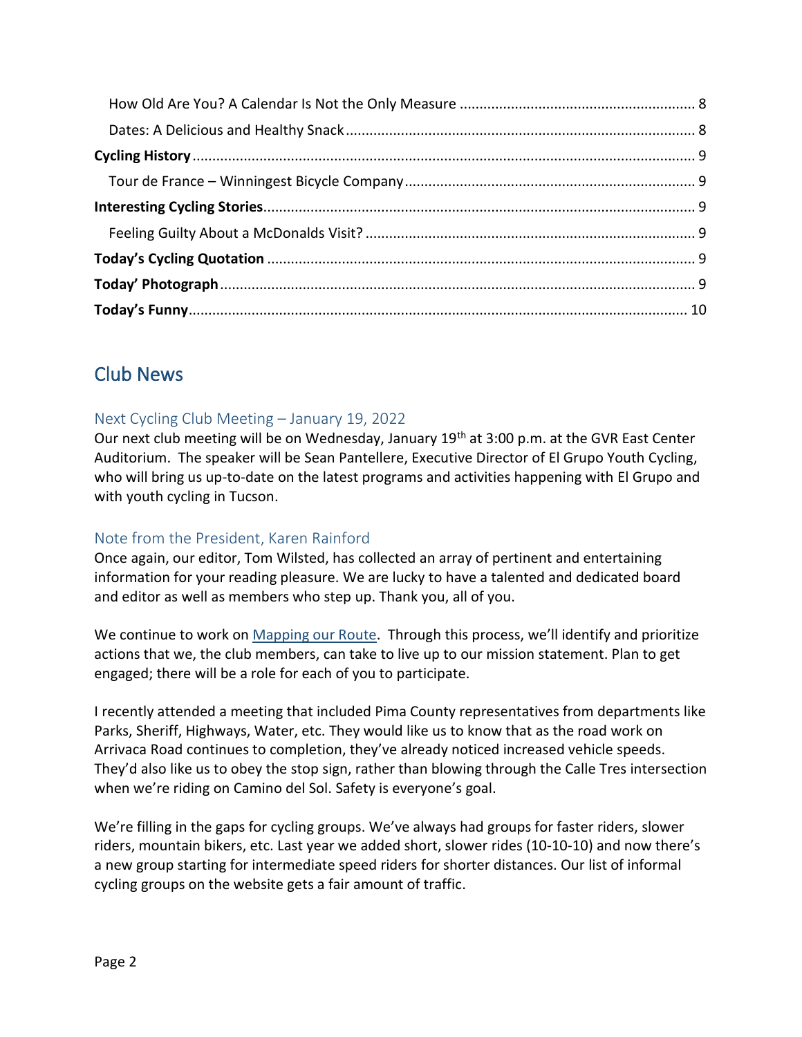How Old Are You? A Calendar Is Not the Only Measure ........................................................... 8

Dates: A Delicious and Healthy Snack ........................................................................................ 8

**Cycling History** ............................................................................................................................. 9

Tour de France – Winningest Bicycle Company ......................................................................... 9

**Interesting Cycling Stories** ............................................................................................................ 9

Feeling Guilty About a McDonalds Visit? ................................................................................... 9

**Today's Cycling Quotation** ............................................................................................................ 9

**Today' Photograph** ........................................................................................................................ 9

**Today's Funny** .............................................................................................................................. 10

# Club News

## Next Cycling Club Meeting – January 19, 2022

Our next club meeting will be on Wednesday, January 19th at 3:00 p.m. at the GVR East Center Auditorium. The speaker will be Sean Pantellere, Executive Director of El Grupo Youth Cycling, who will bring us up-to-date on the latest programs and activities happening with El Grupo and with youth cycling in Tucson.

## Note from the President, Karen Rainford

Once again, our editor, Tom Wilsted, has collected an array of pertinent and entertaining information for your reading pleasure. We are lucky to have a talented and dedicated board and editor as well as members who step up. Thank you, all of you.

We continue to work on Mapping our Route. Through this process, we'll identify and prioritize actions that we, the club members, can take to live up to our mission statement. Plan to get engaged; there will be a role for each of you to participate.

I recently attended a meeting that included Pima County representatives from departments like Parks, Sheriff, Highways, Water, etc. They would like us to know that as the road work on Arrivaca Road continues to completion, they've already noticed increased vehicle speeds. They'd also like us to obey the stop sign, rather than blowing through the Calle Tres intersection when we're riding on Camino del Sol. Safety is everyone's goal.

We're filling in the gaps for cycling groups. We've always had groups for faster riders, slower riders, mountain bikers, etc. Last year we added short, slower rides (10-10-10) and now there's a new group starting for intermediate speed riders for shorter distances. Our list of informal cycling groups on the website gets a fair amount of traffic.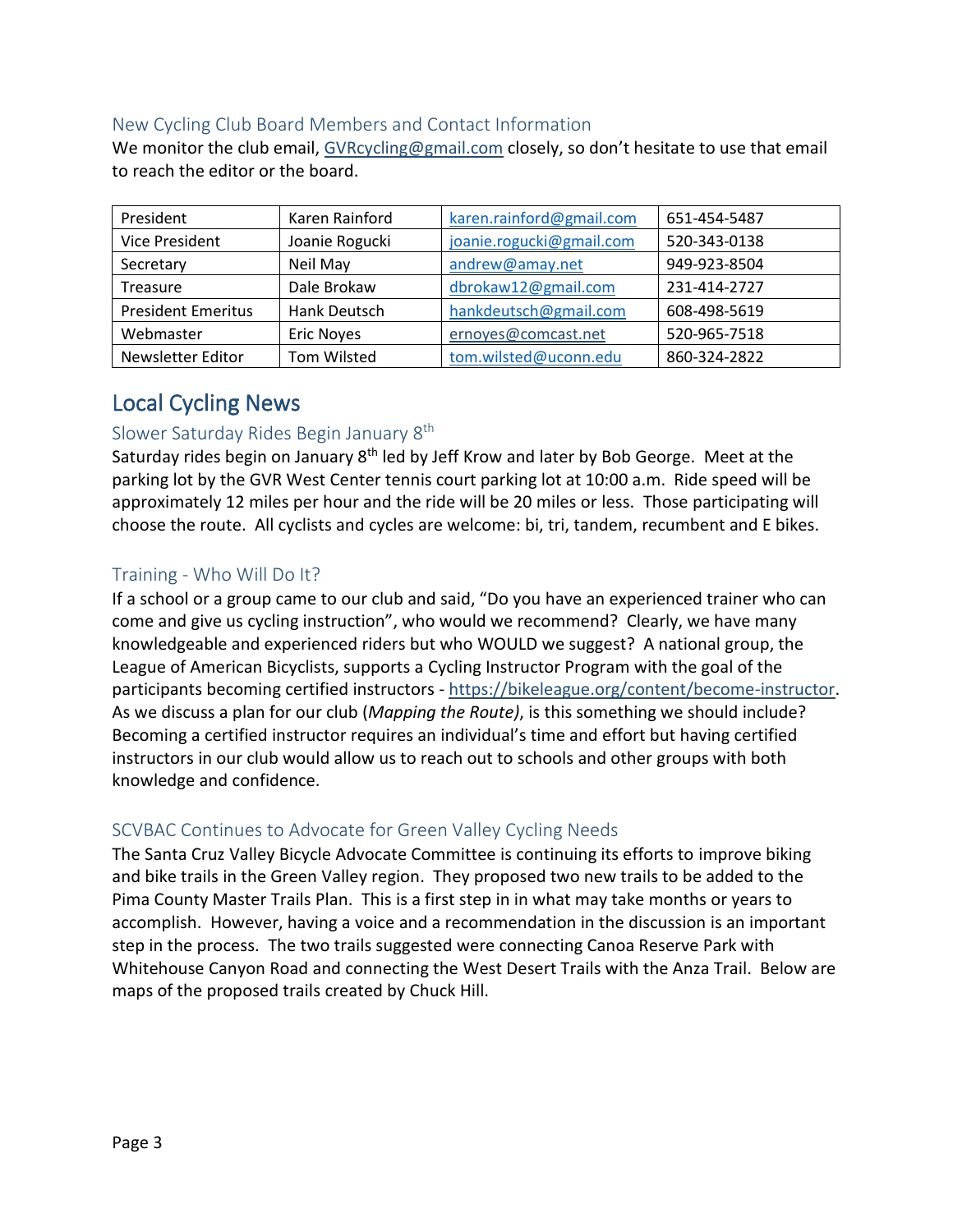### New Cycling Club Board Members and Contact Information

We monitor the club email, GVRcycling@gmail.com closely, so don't hesitate to use that email to reach the editor or the board.

| | | | |
|---|---|---|---|
| President | Karen Rainford | karen.rainford@gmail.com | 651-454-5487 |
| Vice President | Joanie Rogucki | joanie.rogucki@gmail.com | 520-343-0138 |
| Secretary | Neil May | andrew@amay.net | 949-923-8504 |
| Treasure | Dale Brokaw | dbrokaw12@gmail.com | 231-414-2727 |
| President Emeritus | Hank Deutsch | hankdeutsch@gmail.com | 608-498-5619 |
| Webmaster | Eric Noyes | ernoyes@comcast.net | 520-965-7518 |
| Newsletter Editor | Tom Wilsted | tom.wilsted@uconn.edu | 860-324-2822 |

## Local Cycling News

### Slower Saturday Rides Begin January 8th

Saturday rides begin on January 8th led by Jeff Krow and later by Bob George. Meet at the parking lot by the GVR West Center tennis court parking lot at 10:00 a.m. Ride speed will be approximately 12 miles per hour and the ride will be 20 miles or less. Those participating will choose the route. All cyclists and cycles are welcome: bi, tri, tandem, recumbent and E bikes.

### Training - Who Will Do It?

If a school or a group came to our club and said, "Do you have an experienced trainer who can come and give us cycling instruction", who would we recommend? Clearly, we have many knowledgeable and experienced riders but who WOULD we suggest? A national group, the League of American Bicyclists, supports a Cycling Instructor Program with the goal of the participants becoming certified instructors - https://bikeleague.org/content/become-instructor. As we discuss a plan for our club (*Mapping the Route)*, is this something we should include? Becoming a certified instructor requires an individual's time and effort but having certified instructors in our club would allow us to reach out to schools and other groups with both knowledge and confidence.

### SCVBAC Continues to Advocate for Green Valley Cycling Needs

The Santa Cruz Valley Bicycle Advocate Committee is continuing its efforts to improve biking and bike trails in the Green Valley region. They proposed two new trails to be added to the Pima County Master Trails Plan. This is a first step in in what may take months or years to accomplish. However, having a voice and a recommendation in the discussion is an important step in the process. The two trails suggested were connecting Canoa Reserve Park with Whitehouse Canyon Road and connecting the West Desert Trails with the Anza Trail. Below are maps of the proposed trails created by Chuck Hill.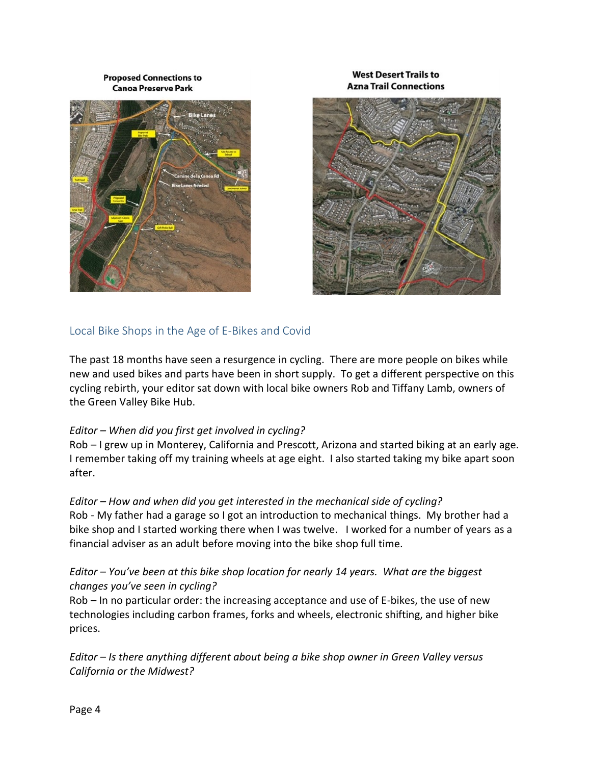**Proposed Connections to Canoa Preserve Park**

**West Desert Trails to Azna Trail Connections**

## Local Bike Shops in the Age of E-Bikes and Covid

The past 18 months have seen a resurgence in cycling. There are more people on bikes while new and used bikes and parts have been in short supply. To get a different perspective on this cycling rebirth, your editor sat down with local bike owners Rob and Tiffany Lamb, owners of the Green Valley Bike Hub.

*Editor – When did you first get involved in cycling?*
Rob – I grew up in Monterey, California and Prescott, Arizona and started biking at an early age. I remember taking off my training wheels at age eight. I also started taking my bike apart soon after.

*Editor – How and when did you get interested in the mechanical side of cycling?*
Rob - My father had a garage so I got an introduction to mechanical things. My brother had a bike shop and I started working there when I was twelve. I worked for a number of years as a financial adviser as an adult before moving into the bike shop full time.

*Editor – You've been at this bike shop location for nearly 14 years. What are the biggest changes you've seen in cycling?*
Rob – In no particular order: the increasing acceptance and use of E-bikes, the use of new technologies including carbon frames, forks and wheels, electronic shifting, and higher bike prices.

*Editor – Is there anything different about being a bike shop owner in Green Valley versus California or the Midwest?*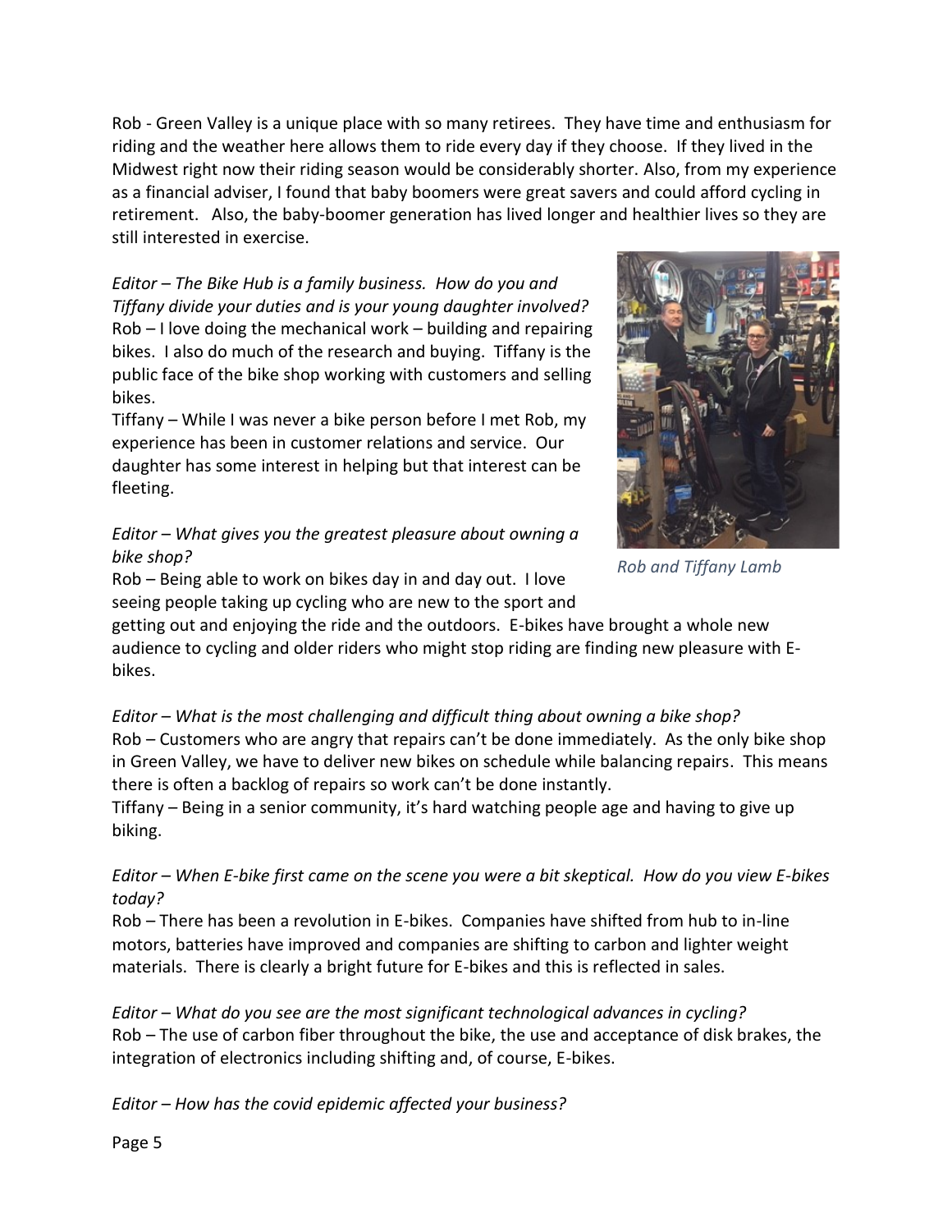Rob - Green Valley is a unique place with so many retirees. They have time and enthusiasm for riding and the weather here allows them to ride every day if they choose. If they lived in the Midwest right now their riding season would be considerably shorter. Also, from my experience as a financial adviser, I found that baby boomers were great savers and could afford cycling in retirement. Also, the baby-boomer generation has lived longer and healthier lives so they are still interested in exercise.

*Editor – The Bike Hub is a family business. How do you and Tiffany divide your duties and is your young daughter involved?*
Rob – I love doing the mechanical work – building and repairing bikes. I also do much of the research and buying. Tiffany is the public face of the bike shop working with customers and selling bikes.
Tiffany – While I was never a bike person before I met Rob, my experience has been in customer relations and service. Our daughter has some interest in helping but that interest can be fleeting.

*Rob and Tiffany Lamb*

*Editor – What gives you the greatest pleasure about owning a bike shop?*
Rob – Being able to work on bikes day in and day out. I love seeing people taking up cycling who are new to the sport and getting out and enjoying the ride and the outdoors. E-bikes have brought a whole new audience to cycling and older riders who might stop riding are finding new pleasure with E-bikes.

*Editor – What is the most challenging and difficult thing about owning a bike shop?*
Rob – Customers who are angry that repairs can't be done immediately. As the only bike shop in Green Valley, we have to deliver new bikes on schedule while balancing repairs. This means there is often a backlog of repairs so work can't be done instantly.
Tiffany – Being in a senior community, it's hard watching people age and having to give up biking.

*Editor – When E-bike first came on the scene you were a bit skeptical. How do you view E-bikes today?*
Rob – There has been a revolution in E-bikes. Companies have shifted from hub to in-line motors, batteries have improved and companies are shifting to carbon and lighter weight materials. There is clearly a bright future for E-bikes and this is reflected in sales.

*Editor – What do you see are the most significant technological advances in cycling?*
Rob – The use of carbon fiber throughout the bike, the use and acceptance of disk brakes, the integration of electronics including shifting and, of course, E-bikes.

*Editor – How has the covid epidemic affected your business?*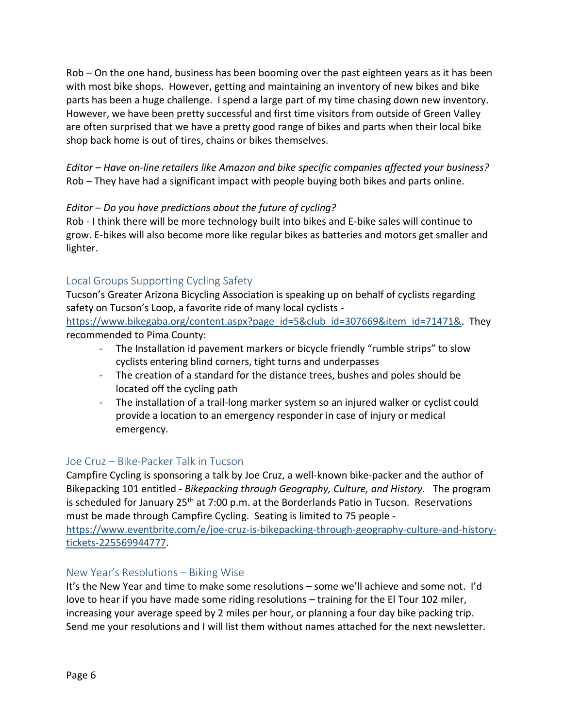Rob – On the one hand, business has been booming over the past eighteen years as it has been with most bike shops. However, getting and maintaining an inventory of new bikes and bike parts has been a huge challenge. I spend a large part of my time chasing down new inventory. However, we have been pretty successful and first time visitors from outside of Green Valley are often surprised that we have a pretty good range of bikes and parts when their local bike shop back home is out of tires, chains or bikes themselves.

*Editor – Have on-line retailers like Amazon and bike specific companies affected your business?*
Rob – They have had a significant impact with people buying both bikes and parts online.

*Editor – Do you have predictions about the future of cycling?*
Rob - I think there will be more technology built into bikes and E-bike sales will continue to grow. E-bikes will also become more like regular bikes as batteries and motors get smaller and lighter.

## Local Groups Supporting Cycling Safety

Tucson's Greater Arizona Bicycling Association is speaking up on behalf of cyclists regarding safety on Tucson's Loop, a favorite ride of many local cyclists - https://www.bikegaba.org/content.aspx?page_id=5&club_id=307669&item_id=71471&. They recommended to Pima County:

- The Installation id pavement markers or bicycle friendly "rumble strips" to slow cyclists entering blind corners, tight turns and underpasses
- The creation of a standard for the distance trees, bushes and poles should be located off the cycling path
- The installation of a trail-long marker system so an injured walker or cyclist could provide a location to an emergency responder in case of injury or medical emergency.

## Joe Cruz – Bike-Packer Talk in Tucson

Campfire Cycling is sponsoring a talk by Joe Cruz, a well-known bike-packer and the author of Bikepacking 101 entitled - *Bikepacking through Geography, Culture, and History.* The program is scheduled for January 25th at 7:00 p.m. at the Borderlands Patio in Tucson. Reservations must be made through Campfire Cycling. Seating is limited to 75 people - https://www.eventbrite.com/e/joe-cruz-is-bikepacking-through-geography-culture-and-history-tickets-225569944777.

## New Year's Resolutions – Biking Wise

It's the New Year and time to make some resolutions – some we'll achieve and some not. I'd love to hear if you have made some riding resolutions – training for the El Tour 102 miler, increasing your average speed by 2 miles per hour, or planning a four day bike packing trip. Send me your resolutions and I will list them without names attached for the next newsletter.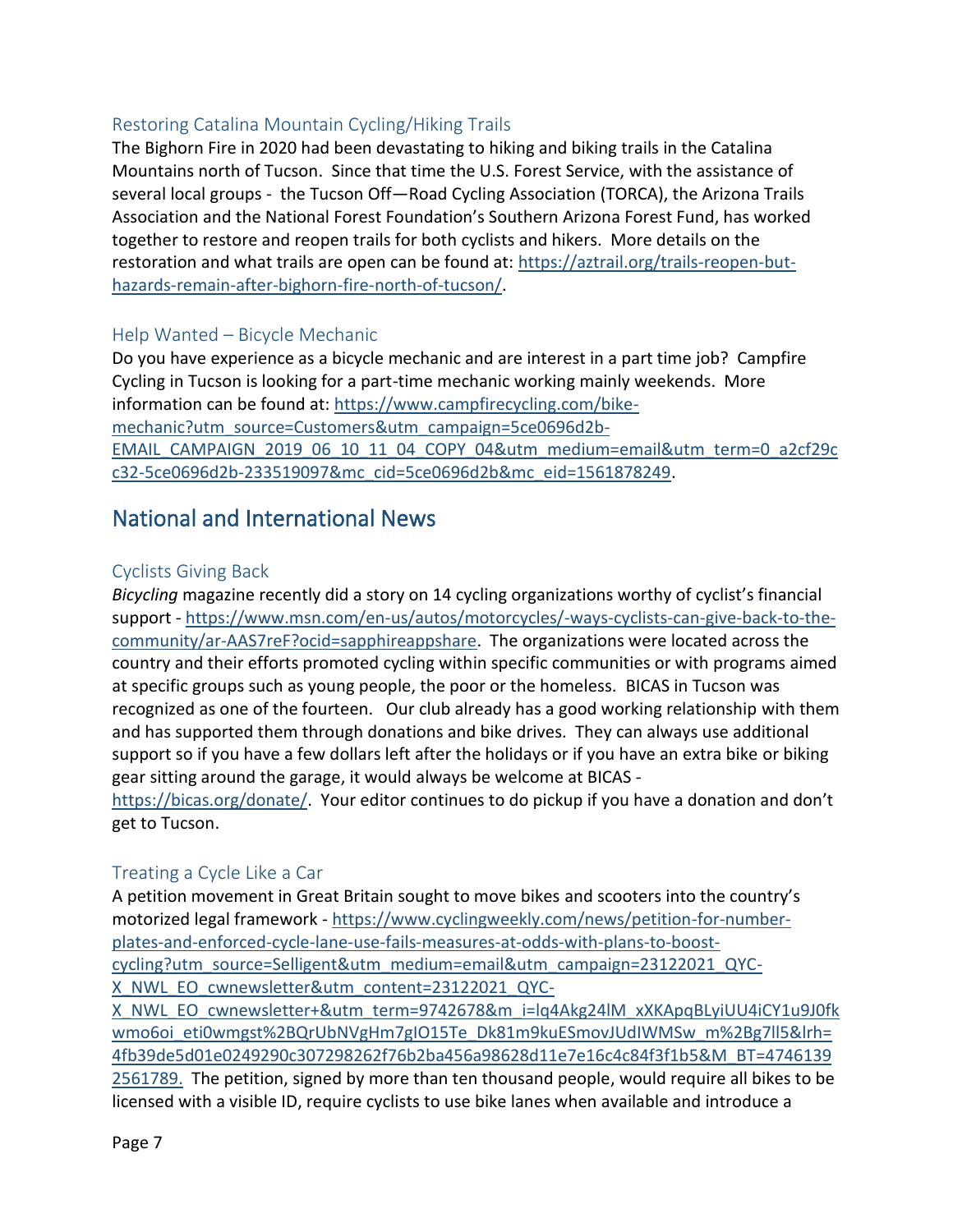### Restoring Catalina Mountain Cycling/Hiking Trails

The Bighorn Fire in 2020 had been devastating to hiking and biking trails in the Catalina Mountains north of Tucson. Since that time the U.S. Forest Service, with the assistance of several local groups - the Tucson Off—Road Cycling Association (TORCA), the Arizona Trails Association and the National Forest Foundation's Southern Arizona Forest Fund, has worked together to restore and reopen trails for both cyclists and hikers. More details on the restoration and what trails are open can be found at: https://aztrail.org/trails-reopen-but-hazards-remain-after-bighorn-fire-north-of-tucson/.

### Help Wanted – Bicycle Mechanic

Do you have experience as a bicycle mechanic and are interest in a part time job? Campfire Cycling in Tucson is looking for a part-time mechanic working mainly weekends. More information can be found at: https://www.campfirecycling.com/bike-mechanic?utm_source=Customers&utm_campaign=5ce0696d2b-EMAIL_CAMPAIGN_2019_06_10_11_04_COPY_04&utm_medium=email&utm_term=0_a2cf29cc32-5ce0696d2b-233519097&mc_cid=5ce0696d2b&mc_eid=1561878249.

## National and International News

### Cyclists Giving Back

*Bicycling* magazine recently did a story on 14 cycling organizations worthy of cyclist's financial support - https://www.msn.com/en-us/autos/motorcycles/-ways-cyclists-can-give-back-to-the-community/ar-AAS7reF?ocid=sapphireappshare. The organizations were located across the country and their efforts promoted cycling within specific communities or with programs aimed at specific groups such as young people, the poor or the homeless. BICAS in Tucson was recognized as one of the fourteen. Our club already has a good working relationship with them and has supported them through donations and bike drives. They can always use additional support so if you have a few dollars left after the holidays or if you have an extra bike or biking gear sitting around the garage, it would always be welcome at BICAS - https://bicas.org/donate/. Your editor continues to do pickup if you have a donation and don't get to Tucson.

### Treating a Cycle Like a Car

A petition movement in Great Britain sought to move bikes and scooters into the country's motorized legal framework - https://www.cyclingweekly.com/news/petition-for-number-plates-and-enforced-cycle-lane-use-fails-measures-at-odds-with-plans-to-boost-cycling?utm_source=Selligent&utm_medium=email&utm_campaign=23122021_QYC-X_NWL_EO_cwnewsletter&utm_content=23122021_QYC-X_NWL_EO_cwnewsletter+&utm_term=9742678&m_i=lq4Akg24lM_xXKApqBLyiUU4iCY1u9J0fkwmo6oi_eti0wmgst%2BQrUbNVgHm7gIO15Te_Dk81m9kuESmovJUdIWMSw_m%2Bg7ll5&lrh=4fb39de5d01e0249290c307298262f76b2ba456a98628d11e7e16c4c84f3f1b5&M_BT=47461392561789. The petition, signed by more than ten thousand people, would require all bikes to be licensed with a visible ID, require cyclists to use bike lanes when available and introduce a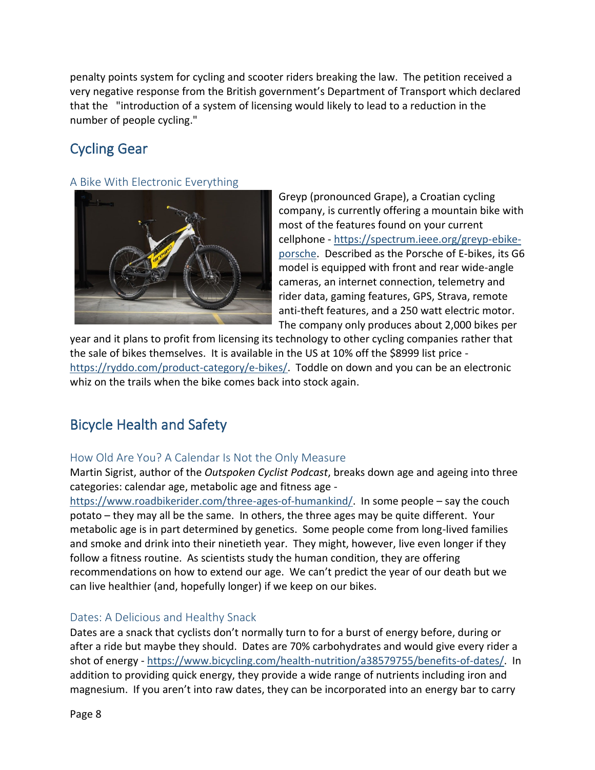penalty points system for cycling and scooter riders breaking the law. The petition received a very negative response from the British government's Department of Transport which declared that the "introduction of a system of licensing would likely to lead to a reduction in the number of people cycling."

## Cycling Gear

### A Bike With Electronic Everything

Greyp (pronounced Grape), a Croatian cycling company, is currently offering a mountain bike with most of the features found on your current cellphone - https://spectrum.ieee.org/greyp-ebike-porsche. Described as the Porsche of E-bikes, its G6 model is equipped with front and rear wide-angle cameras, an internet connection, telemetry and rider data, gaming features, GPS, Strava, remote anti-theft features, and a 250 watt electric motor. The company only produces about 2,000 bikes per year and it plans to profit from licensing its technology to other cycling companies rather that the sale of bikes themselves. It is available in the US at 10% off the $8999 list price - https://ryddo.com/product-category/e-bikes/. Toddle on down and you can be an electronic whiz on the trails when the bike comes back into stock again.

## Bicycle Health and Safety

### How Old Are You? A Calendar Is Not the Only Measure

Martin Sigrist, author of the *Outspoken Cyclist Podcast*, breaks down age and ageing into three categories: calendar age, metabolic age and fitness age - https://www.roadbikerider.com/three-ages-of-humankind/. In some people – say the couch potato – they may all be the same. In others, the three ages may be quite different. Your metabolic age is in part determined by genetics. Some people come from long-lived families and smoke and drink into their ninetieth year. They might, however, live even longer if they follow a fitness routine. As scientists study the human condition, they are offering recommendations on how to extend our age. We can't predict the year of our death but we can live healthier (and, hopefully longer) if we keep on our bikes.

### Dates: A Delicious and Healthy Snack

Dates are a snack that cyclists don't normally turn to for a burst of energy before, during or after a ride but maybe they should. Dates are 70% carbohydrates and would give every rider a shot of energy - https://www.bicycling.com/health-nutrition/a38579755/benefits-of-dates/. In addition to providing quick energy, they provide a wide range of nutrients including iron and magnesium. If you aren't into raw dates, they can be incorporated into an energy bar to carry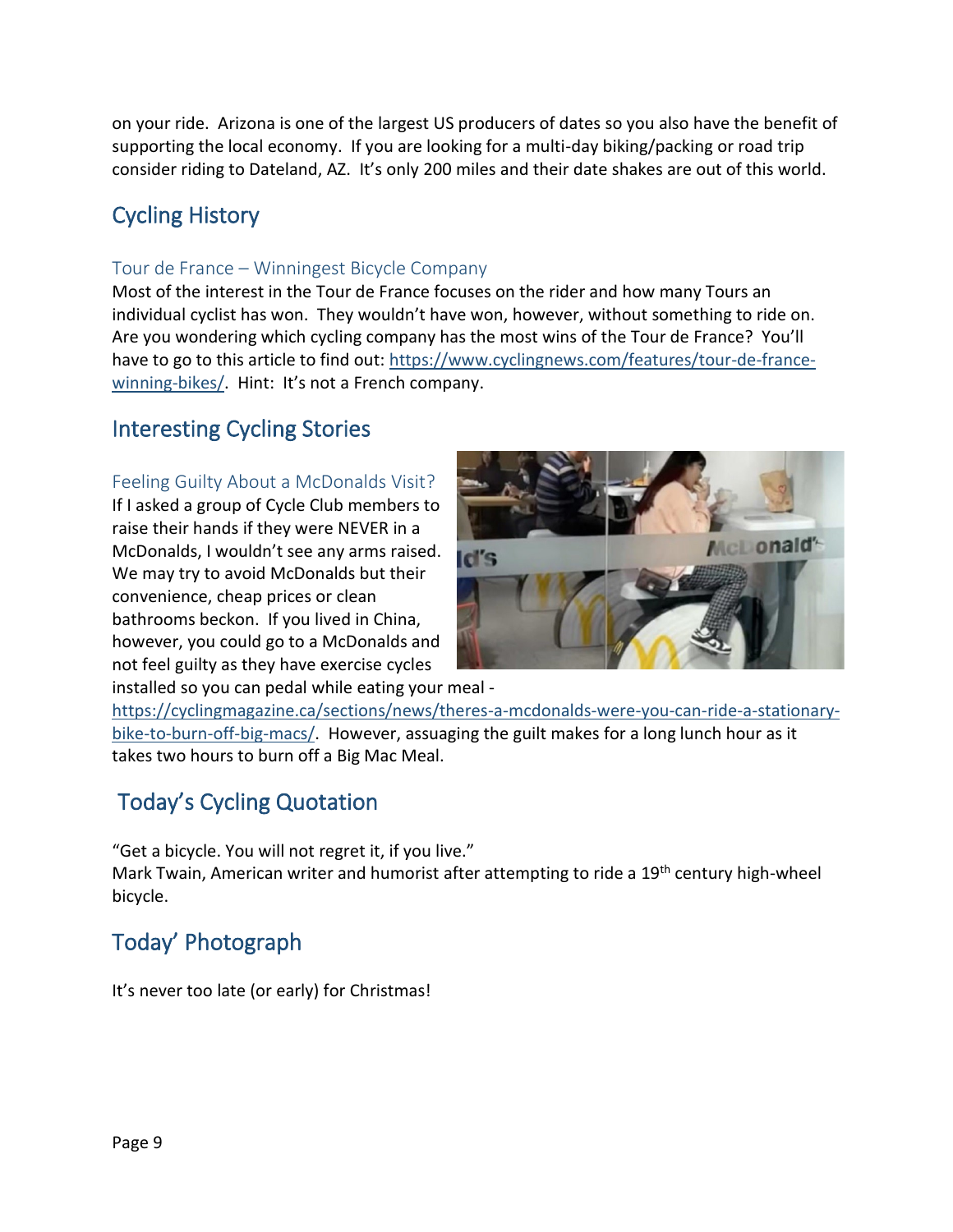on your ride. Arizona is one of the largest US producers of dates so you also have the benefit of supporting the local economy. If you are looking for a multi-day biking/packing or road trip consider riding to Dateland, AZ. It's only 200 miles and their date shakes are out of this world.

## Cycling History

### Tour de France – Winningest Bicycle Company

Most of the interest in the Tour de France focuses on the rider and how many Tours an individual cyclist has won. They wouldn't have won, however, without something to ride on. Are you wondering which cycling company has the most wins of the Tour de France? You'll have to go to this article to find out: https://www.cyclingnews.com/features/tour-de-france-winning-bikes/. Hint: It's not a French company.

## Interesting Cycling Stories

### Feeling Guilty About a McDonalds Visit?

If I asked a group of Cycle Club members to raise their hands if they were NEVER in a McDonalds, I wouldn't see any arms raised. We may try to avoid McDonalds but their convenience, cheap prices or clean bathrooms beckon. If you lived in China, however, you could go to a McDonalds and not feel guilty as they have exercise cycles installed so you can pedal while eating your meal - https://cyclingmagazine.ca/sections/news/theres-a-mcdonalds-were-you-can-ride-a-stationary-bike-to-burn-off-big-macs/. However, assuaging the guilt makes for a long lunch hour as it takes two hours to burn off a Big Mac Meal.

## Today's Cycling Quotation

"Get a bicycle. You will not regret it, if you live."
Mark Twain, American writer and humorist after attempting to ride a 19th century high-wheel bicycle.

## Today' Photograph

It's never too late (or early) for Christmas!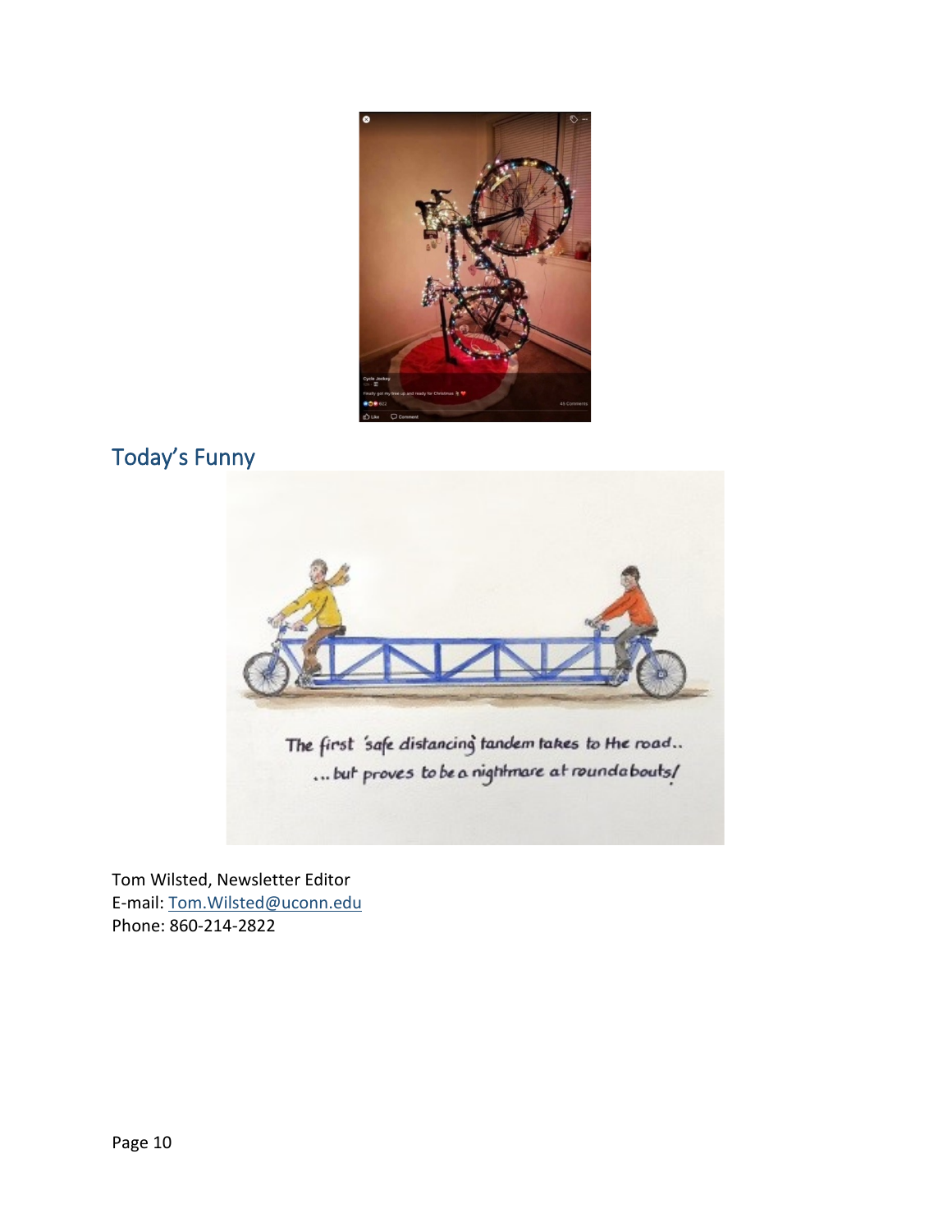## Today's Funny

Tom Wilsted, Newsletter Editor
E-mail: [Tom.Wilsted@uconn.edu](mailto:Tom.Wilsted@uconn.edu)
Phone: 860-214-2822